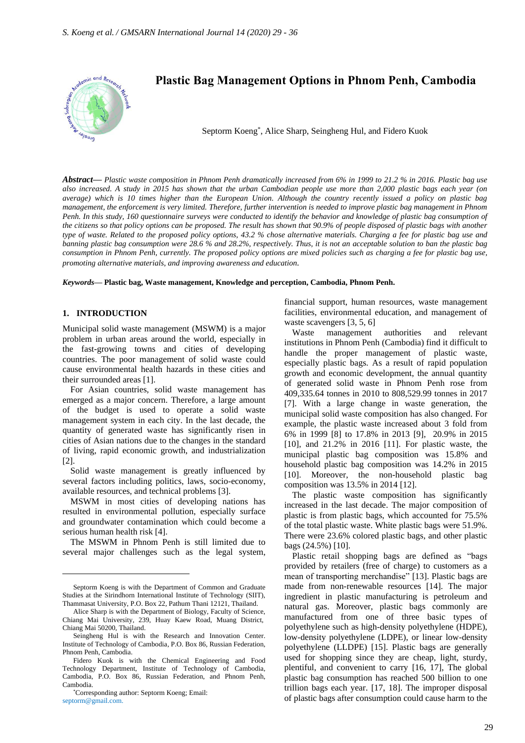# Plastic Bag Management Options in Phnom Penh, Cambodia

Septorm Koeng*, Alice Sharp, Seingheng Hul, and Fidero Kuok

***Abstract*****—** *Plastic waste composition in Phnom Penh dramatically increased from 6% in 1999 to 21.2 % in 2016. Plastic bag use also increased. A study in 2015 has shown that the urban Cambodian people use more than 2,000 plastic bags each year (on average) which is 10 times higher than the European Union. Although the country recently issued a policy on plastic bag management, the enforcement is very limited. Therefore, further intervention is needed to improve plastic bag management in Phnom Penh. In this study, 160 questionnaire surveys were conducted to identify the behavior and knowledge of plastic bag consumption of the citizens so that policy options can be proposed. The result has shown that 90.9% of people disposed of plastic bags with another type of waste. Related to the proposed policy options, 43.2 % chose alternative materials. Charging a fee for plastic bag use and banning plastic bag consumption were 28.6 % and 28.2%, respectively. Thus, it is not an acceptable solution to ban the plastic bag consumption in Phnom Penh, currently. The proposed policy options are mixed policies such as charging a fee for plastic bag use, promoting alternative materials, and improving awareness and education.*

***Keywords*****— Plastic bag, Waste management, Knowledge and perception, Cambodia, Phnom Penh.**

## 1. INTRODUCTION

Municipal solid waste management (MSWM) is a major problem in urban areas around the world, especially in the fast-growing towns and cities of developing countries. The poor management of solid waste could cause environmental health hazards in these cities and their surrounded areas [1].

For Asian countries, solid waste management has emerged as a major concern. Therefore, a large amount of the budget is used to operate a solid waste management system in each city. In the last decade, the quantity of generated waste has significantly risen in cities of Asian nations due to the changes in the standard of living, rapid economic growth, and industrialization [2].

Solid waste management is greatly influenced by several factors including politics, laws, socio-economy, available resources, and technical problems [3].

MSWM in most cities of developing nations has resulted in environmental pollution, especially surface and groundwater contamination which could become a serious human health risk [4].

The MSWM in Phnom Penh is still limited due to several major challenges such as the legal system, financial support, human resources, waste management facilities, environmental education, and management of waste scavengers [3, 5, 6]

Waste management authorities and relevant institutions in Phnom Penh (Cambodia) find it difficult to handle the proper management of plastic waste, especially plastic bags. As a result of rapid population growth and economic development, the annual quantity of generated solid waste in Phnom Penh rose from 409,335.64 tonnes in 2010 to 808,529.99 tonnes in 2017 [7]. With a large change in waste generation, the municipal solid waste composition has also changed. For example, the plastic waste increased about 3 fold from 6% in 1999 [8] to 17.8% in 2013 [9], 20.9% in 2015 [10], and 21.2% in 2016 [11]. For plastic waste, the municipal plastic bag composition was 15.8% and household plastic bag composition was 14.2% in 2015 [10]. Moreover, the non-household plastic bag composition was 13.5% in 2014 [12].

The plastic waste composition has significantly increased in the last decade. The major composition of plastic is from plastic bags, which accounted for 75.5% of the total plastic waste. White plastic bags were 51.9%. There were 23.6% colored plastic bags, and other plastic bags (24.5%) [10].

Plastic retail shopping bags are defined as "bags provided by retailers (free of charge) to customers as a mean of transporting merchandise" [13]. Plastic bags are made from non-renewable resources [14]. The major ingredient in plastic manufacturing is petroleum and natural gas. Moreover, plastic bags commonly are manufactured from one of three basic types of polyethylene such as high-density polyethylene (HDPE), low-density polyethylene (LDPE), or linear low-density polyethylene (LLDPE) [15]. Plastic bags are generally used for shopping since they are cheap, light, sturdy, plentiful, and convenient to carry [16, 17], The global plastic bag consumption has reached 500 billion to one trillion bags each year. [17, 18]. The improper disposal of plastic bags after consumption could cause harm to the

---

Septorm Koeng is with the Department of Common and Graduate Studies at the Sirindhorn International Institute of Technology (SIIT), Thammasat University, P.O. Box 22, Pathum Thani 12121, Thailand.

Alice Sharp is with the Department of Biology, Faculty of Science, Chiang Mai University, 239, Huay Kaew Road, Muang District, Chiang Mai 50200, Thailand.

Seingheng Hul is with the Research and Innovation Center. Institute of Technology of Cambodia, P.O. Box 86, Russian Federation, Phnom Penh, Cambodia.

Fidero Kuok is with the Chemical Engineering and Food Technology Department, Institute of Technology of Cambodia, Cambodia, P.O. Box 86, Russian Federation, and Phnom Penh, Cambodia.

*Corresponding author: Septorm Koeng; Email: septorm@gmail.com.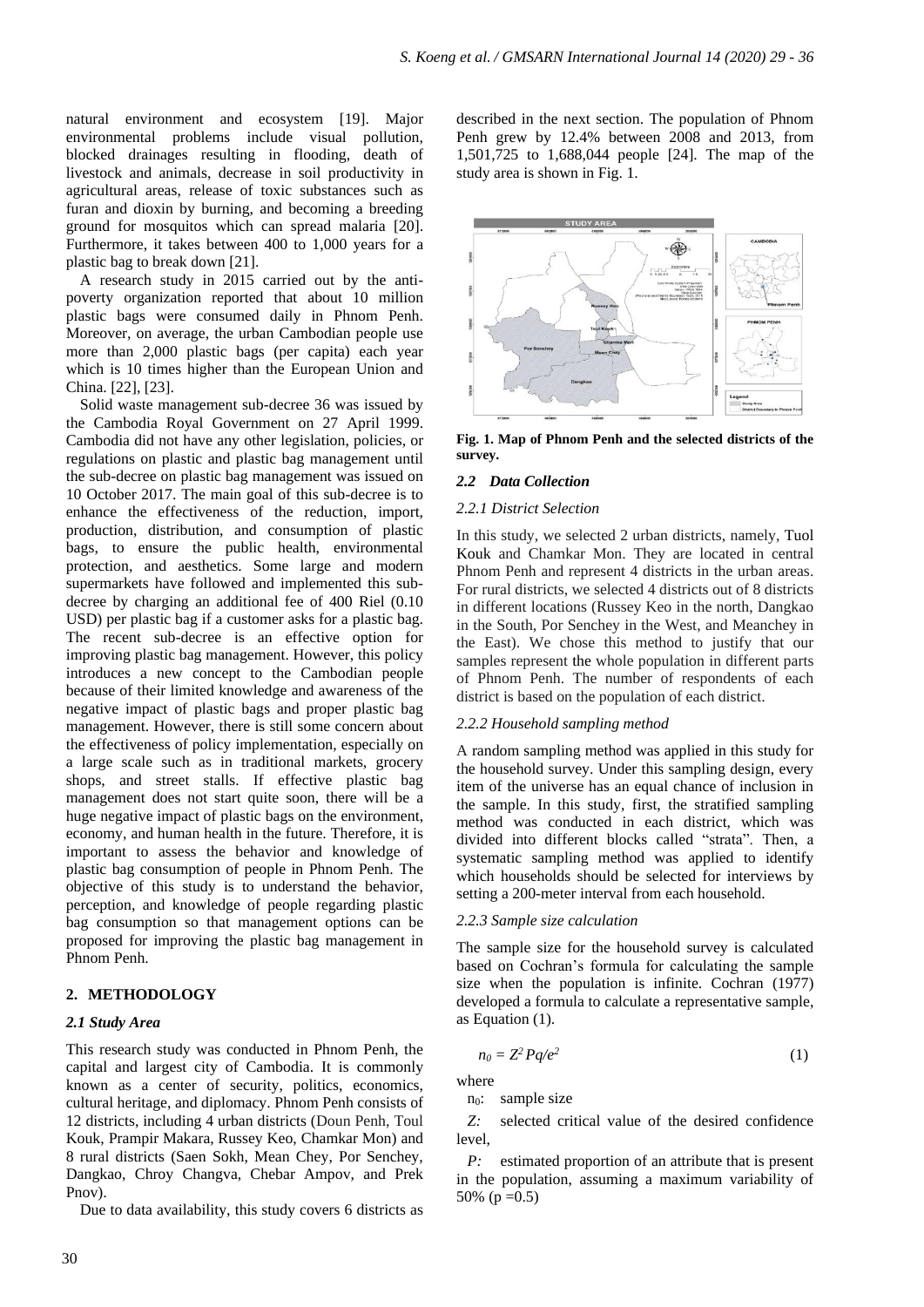natural environment and ecosystem [19]. Major environmental problems include visual pollution, blocked drainages resulting in flooding, death of livestock and animals, decrease in soil productivity in agricultural areas, release of toxic substances such as furan and dioxin by burning, and becoming a breeding ground for mosquitos which can spread malaria [20]. Furthermore, it takes between 400 to 1,000 years for a plastic bag to break down [21].

A research study in 2015 carried out by the anti-poverty organization reported that about 10 million plastic bags were consumed daily in Phnom Penh. Moreover, on average, the urban Cambodian people use more than 2,000 plastic bags (per capita) each year which is 10 times higher than the European Union and China. [22], [23].

Solid waste management sub-decree 36 was issued by the Cambodia Royal Government on 27 April 1999. Cambodia did not have any other legislation, policies, or regulations on plastic and plastic bag management until the sub-decree on plastic bag management was issued on 10 October 2017. The main goal of this sub-decree is to enhance the effectiveness of the reduction, import, production, distribution, and consumption of plastic bags, to ensure the public health, environmental protection, and aesthetics. Some large and modern supermarkets have followed and implemented this sub-decree by charging an additional fee of 400 Riel (0.10 USD) per plastic bag if a customer asks for a plastic bag. The recent sub-decree is an effective option for improving plastic bag management. However, this policy introduces a new concept to the Cambodian people because of their limited knowledge and awareness of the negative impact of plastic bags and proper plastic bag management. However, there is still some concern about the effectiveness of policy implementation, especially on a large scale such as in traditional markets, grocery shops, and street stalls. If effective plastic bag management does not start quite soon, there will be a huge negative impact of plastic bags on the environment, economy, and human health in the future. Therefore, it is important to assess the behavior and knowledge of plastic bag consumption of people in Phnom Penh. The objective of this study is to understand the behavior, perception, and knowledge of people regarding plastic bag consumption so that management options can be proposed for improving the plastic bag management in Phnom Penh.

## 2. METHODOLOGY

### *2.1 Study Area*

This research study was conducted in Phnom Penh, the capital and largest city of Cambodia. It is commonly known as a center of security, politics, economics, cultural heritage, and diplomacy. Phnom Penh consists of 12 districts, including 4 urban districts (Doun Penh, Toul Kouk, Prampir Makara, Russey Keo, Chamkar Mon) and 8 rural districts (Saen Sokh, Mean Chey, Por Senchey, Dangkao, Chroy Changva, Chebar Ampov, and Prek Pnov).

Due to data availability, this study covers 6 districts as described in the next section. The population of Phnom Penh grew by 12.4% between 2008 and 2013, from 1,501,725 to 1,688,044 people [24]. The map of the study area is shown in Fig. 1.

**Fig. 1. Map of Phnom Penh and the selected districts of the survey.**

### *2.2 Data Collection*

#### *2.2.1 District Selection*

In this study, we selected 2 urban districts, namely, Tuol Kouk and Chamkar Mon. They are located in central Phnom Penh and represent 4 districts in the urban areas. For rural districts, we selected 4 districts out of 8 districts in different locations (Russey Keo in the north, Dangkao in the South, Por Senchey in the West, and Meanchey in the East). We chose this method to justify that our samples represent the whole population in different parts of Phnom Penh. The number of respondents of each district is based on the population of each district.

#### *2.2.2 Household sampling method*

A random sampling method was applied in this study for the household survey. Under this sampling design, every item of the universe has an equal chance of inclusion in the sample. In this study, first, the stratified sampling method was conducted in each district, which was divided into different blocks called "strata". Then, a systematic sampling method was applied to identify which households should be selected for interviews by setting a 200-meter interval from each household.

#### *2.2.3 Sample size calculation*

The sample size for the household survey is calculated based on Cochran's formula for calculating the sample size when the population is infinite. Cochran (1977) developed a formula to calculate a representative sample, as Equation (1).

$$n_0 = Z^2 Pq/e^2 \tag{1}$$

where

$n_0$: sample size

$Z$: selected critical value of the desired confidence level,

$P$: estimated proportion of an attribute that is present in the population, assuming a maximum variability of 50% ($p = 0.5$)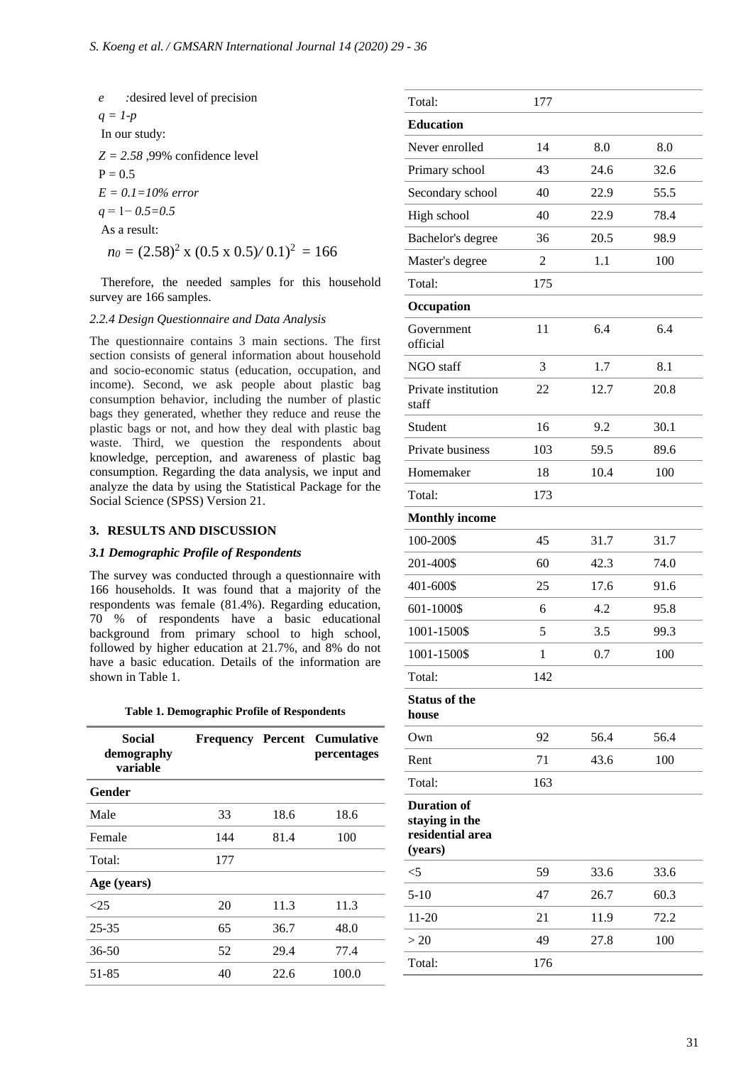*e* :desired level of precision

*q = 1-p*

In our study:

*Z = 2.58* ,99% confidence level

P = 0.5

*E = 0.1=10% error*

*q* = 1− *0.5=0.5*

As a result:

$$n_0 = (2.58)^2 \text{ x } (0.5 \text{ x } 0.5)/\, 0.1)^2 = 166$$

Therefore, the needed samples for this household survey are 166 samples.

### *2.2.4 Design Questionnaire and Data Analysis*

The questionnaire contains 3 main sections. The first section consists of general information about household and socio-economic status (education, occupation, and income). Second, we ask people about plastic bag consumption behavior, including the number of plastic bags they generated, whether they reduce and reuse the plastic bags or not, and how they deal with plastic bag waste. Third, we question the respondents about knowledge, perception, and awareness of plastic bag consumption. Regarding the data analysis, we input and analyze the data by using the Statistical Package for the Social Science (SPSS) Version 21.

## 3. RESULTS AND DISCUSSION

### *3.1 Demographic Profile of Respondents*

The survey was conducted through a questionnaire with 166 households. It was found that a majority of the respondents was female (81.4%). Regarding education, 70 % of respondents have a basic educational background from primary school to high school, followed by higher education at 21.7%, and 8% do not have a basic education. Details of the information are shown in Table 1.

**Table 1. Demographic Profile of Respondents**

| Social demography variable | Frequency | Percent | Cumulative percentages |
|---|---|---|---|
| **Gender** | | | |
| Male | 33 | 18.6 | 18.6 |
| Female | 144 | 81.4 | 100 |
| Total: | 177 | | |
| **Age (years)** | | | |
| <25 | 20 | 11.3 | 11.3 |
| 25-35 | 65 | 36.7 | 48.0 |
| 36-50 | 52 | 29.4 | 77.4 |
| 51-85 | 40 | 22.6 | 100.0 |
| Total: | 177 | | |
| **Education** | | | |
| Never enrolled | 14 | 8.0 | 8.0 |
| Primary school | 43 | 24.6 | 32.6 |
| Secondary school | 40 | 22.9 | 55.5 |
| High school | 40 | 22.9 | 78.4 |
| Bachelor's degree | 36 | 20.5 | 98.9 |
| Master's degree | 2 | 1.1 | 100 |
| Total: | 175 | | |
| **Occupation** | | | |
| Government official | 11 | 6.4 | 6.4 |
| NGO staff | 3 | 1.7 | 8.1 |
| Private institution staff | 22 | 12.7 | 20.8 |
| Student | 16 | 9.2 | 30.1 |
| Private business | 103 | 59.5 | 89.6 |
| Homemaker | 18 | 10.4 | 100 |
| Total: | 173 | | |
| **Monthly income** | | | |
| 100-200$ | 45 | 31.7 | 31.7 |
| 201-400$ | 60 | 42.3 | 74.0 |
| 401-600$ | 25 | 17.6 | 91.6 |
| 601-1000$ | 6 | 4.2 | 95.8 |
| 1001-1500$ | 5 | 3.5 | 99.3 |
| 1001-1500$ | 1 | 0.7 | 100 |
| Total: | 142 | | |
| **Status of the house** | | | |
| Own | 92 | 56.4 | 56.4 |
| Rent | 71 | 43.6 | 100 |
| Total: | 163 | | |
| **Duration of staying in the residential area (years)** | | | |
| <5 | 59 | 33.6 | 33.6 |
| 5-10 | 47 | 26.7 | 60.3 |
| 11-20 | 21 | 11.9 | 72.2 |
| > 20 | 49 | 27.8 | 100 |
| Total: | 176 | | |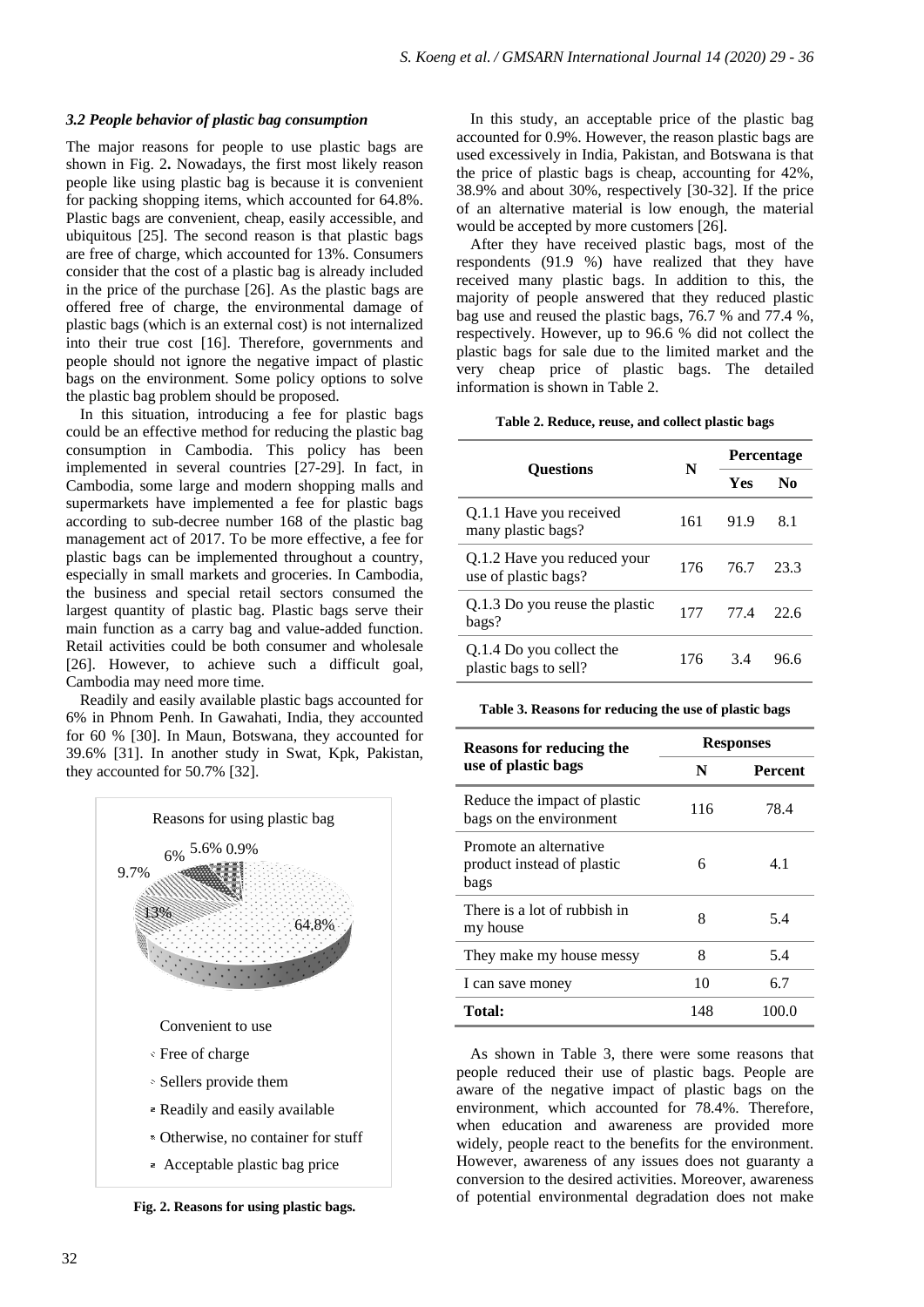### 3.2 People behavior of plastic bag consumption

The major reasons for people to use plastic bags are shown in Fig. 2**.** Nowadays, the first most likely reason people like using plastic bag is because it is convenient for packing shopping items, which accounted for 64.8%. Plastic bags are convenient, cheap, easily accessible, and ubiquitous [25]. The second reason is that plastic bags are free of charge, which accounted for 13%. Consumers consider that the cost of a plastic bag is already included in the price of the purchase [26]. As the plastic bags are offered free of charge, the environmental damage of plastic bags (which is an external cost) is not internalized into their true cost [16]. Therefore, governments and people should not ignore the negative impact of plastic bags on the environment. Some policy options to solve the plastic bag problem should be proposed.

In this situation, introducing a fee for plastic bags could be an effective method for reducing the plastic bag consumption in Cambodia. This policy has been implemented in several countries [27-29]. In fact, in Cambodia, some large and modern shopping malls and supermarkets have implemented a fee for plastic bags according to sub-decree number 168 of the plastic bag management act of 2017. To be more effective, a fee for plastic bags can be implemented throughout a country, especially in small markets and groceries. In Cambodia, the business and special retail sectors consumed the largest quantity of plastic bag. Plastic bags serve their main function as a carry bag and value-added function. Retail activities could be both consumer and wholesale [26]. However, to achieve such a difficult goal, Cambodia may need more time.

Readily and easily available plastic bags accounted for 6% in Phnom Penh. In Gawahati, India, they accounted for 60 % [30]. In Maun, Botswana, they accounted for 39.6% [31]. In another study in Swat, Kpk, Pakistan, they accounted for 50.7% [32].

Reasons for using plastic bag

64,8% | 13% | 9.7% | 6% | 5.6% | 0.9%

- Convenient to use
- Free of charge
- Sellers provide them
- Readily and easily available
- Otherwise, no container for stuff
- Acceptable plastic bag price

**Fig. 2. Reasons for using plastic bags.**

In this study, an acceptable price of the plastic bag accounted for 0.9%. However, the reason plastic bags are used excessively in India, Pakistan, and Botswana is that the price of plastic bags is cheap, accounting for 42%, 38.9% and about 30%, respectively [30-32]. If the price of an alternative material is low enough, the material would be accepted by more customers [26].

After they have received plastic bags, most of the respondents (91.9 %) have realized that they have received many plastic bags. In addition to this, the majority of people answered that they reduced plastic bag use and reused the plastic bags, 76.7 % and 77.4 %, respectively. However, up to 96.6 % did not collect the plastic bags for sale due to the limited market and the very cheap price of plastic bags. The detailed information is shown in Table 2.

**Table 2. Reduce, reuse, and collect plastic bags**

| Questions | N | Percentage | |
|---|---|---|---|
| | | **Yes** | **No** |
| Q.1.1 Have you received many plastic bags? | 161 | 91.9 | 8.1 |
| Q.1.2 Have you reduced your use of plastic bags? | 176 | 76.7 | 23.3 |
| Q.1.3 Do you reuse the plastic bags? | 177 | 77.4 | 22.6 |
| Q.1.4 Do you collect the plastic bags to sell? | 176 | 3.4 | 96.6 |

**Table 3. Reasons for reducing the use of plastic bags**

| Reasons for reducing the use of plastic bags | Responses | |
|---|---|---|
| | **N** | **Percent** |
| Reduce the impact of plastic bags on the environment | 116 | 78.4 |
| Promote an alternative product instead of plastic bags | 6 | 4.1 |
| There is a lot of rubbish in my house | 8 | 5.4 |
| They make my house messy | 8 | 5.4 |
| I can save money | 10 | 6.7 |
| **Total:** | 148 | 100.0 |

As shown in Table 3, there were some reasons that people reduced their use of plastic bags. People are aware of the negative impact of plastic bags on the environment, which accounted for 78.4%. Therefore, when education and awareness are provided more widely, people react to the benefits for the environment. However, awareness of any issues does not guaranty a conversion to the desired activities. Moreover, awareness of potential environmental degradation does not make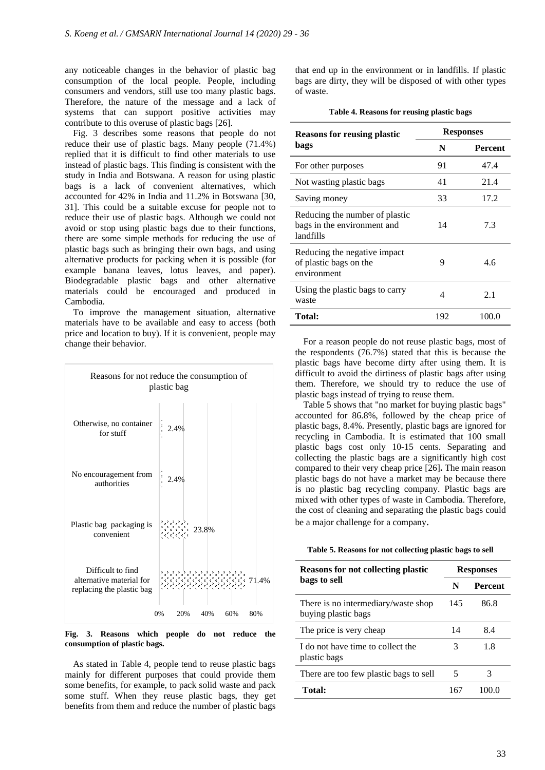any noticeable changes in the behavior of plastic bag consumption of the local people. People, including consumers and vendors, still use too many plastic bags. Therefore, the nature of the message and a lack of systems that can support positive activities may contribute to this overuse of plastic bags [26].

Fig. 3 describes some reasons that people do not reduce their use of plastic bags. Many people (71.4%) replied that it is difficult to find other materials to use instead of plastic bags. This finding is consistent with the study in India and Botswana. A reason for using plastic bags is a lack of convenient alternatives, which accounted for 42% in India and 11.2% in Botswana [30, 31]. This could be a suitable excuse for people not to reduce their use of plastic bags. Although we could not avoid or stop using plastic bags due to their functions, there are some simple methods for reducing the use of plastic bags such as bringing their own bags, and using alternative products for packing when it is possible (for example banana leaves, lotus leaves, and paper). Biodegradable plastic bags and other alternative materials could be encouraged and produced in Cambodia.

To improve the management situation, alternative materials have to be available and easy to access (both price and location to buy). If it is convenient, people may change their behavior.

Reasons for not reduce the consumption of plastic bag

| Reason | Percent |
|---|---|
| Otherwise, no container for stuff | 2.4% |
| No encouragement from authorities | 2.4% |
| Plastic bag packaging is convenient | 23.8% |
| Difficult to find alternative material for replacing the plastic bag | 71.4% |

**Fig. 3. Reasons which people do not reduce the consumption of plastic bags.**

As stated in Table 4, people tend to reuse plastic bags mainly for different purposes that could provide them some benefits, for example, to pack solid waste and pack some stuff. When they reuse plastic bags, they get benefits from them and reduce the number of plastic bags that end up in the environment or in landfills. If plastic bags are dirty, they will be disposed of with other types of waste.

**Table 4. Reasons for reusing plastic bags**

| Reasons for reusing plastic bags | Responses | |
|---|---|---|
| | N | Percent |
| For other purposes | 91 | 47.4 |
| Not wasting plastic bags | 41 | 21.4 |
| Saving money | 33 | 17.2 |
| Reducing the number of plastic bags in the environment and landfills | 14 | 7.3 |
| Reducing the negative impact of plastic bags on the environment | 9 | 4.6 |
| Using the plastic bags to carry waste | 4 | 2.1 |
| **Total:** | 192 | 100.0 |

For a reason people do not reuse plastic bags, most of the respondents (76.7%) stated that this is because the plastic bags have become dirty after using them. It is difficult to avoid the dirtiness of plastic bags after using them. Therefore, we should try to reduce the use of plastic bags instead of trying to reuse them.

Table 5 shows that "no market for buying plastic bags" accounted for 86.8%, followed by the cheap price of plastic bags, 8.4%. Presently, plastic bags are ignored for recycling in Cambodia. It is estimated that 100 small plastic bags cost only 10-15 cents. Separating and collecting the plastic bags are a significantly high cost compared to their very cheap price [26]**.** The main reason plastic bags do not have a market may be because there is no plastic bag recycling company. Plastic bags are mixed with other types of waste in Cambodia. Therefore, the cost of cleaning and separating the plastic bags could be a major challenge for a company.

**Table 5. Reasons for not collecting plastic bags to sell**

| Reasons for not collecting plastic bags to sell | Responses | |
|---|---|---|
| | N | Percent |
| There is no intermediary/waste shop buying plastic bags | 145 | 86.8 |
| The price is very cheap | 14 | 8.4 |
| I do not have time to collect the plastic bags | 3 | 1.8 |
| There are too few plastic bags to sell | 5 | 3 |
| **Total:** | 167 | 100.0 |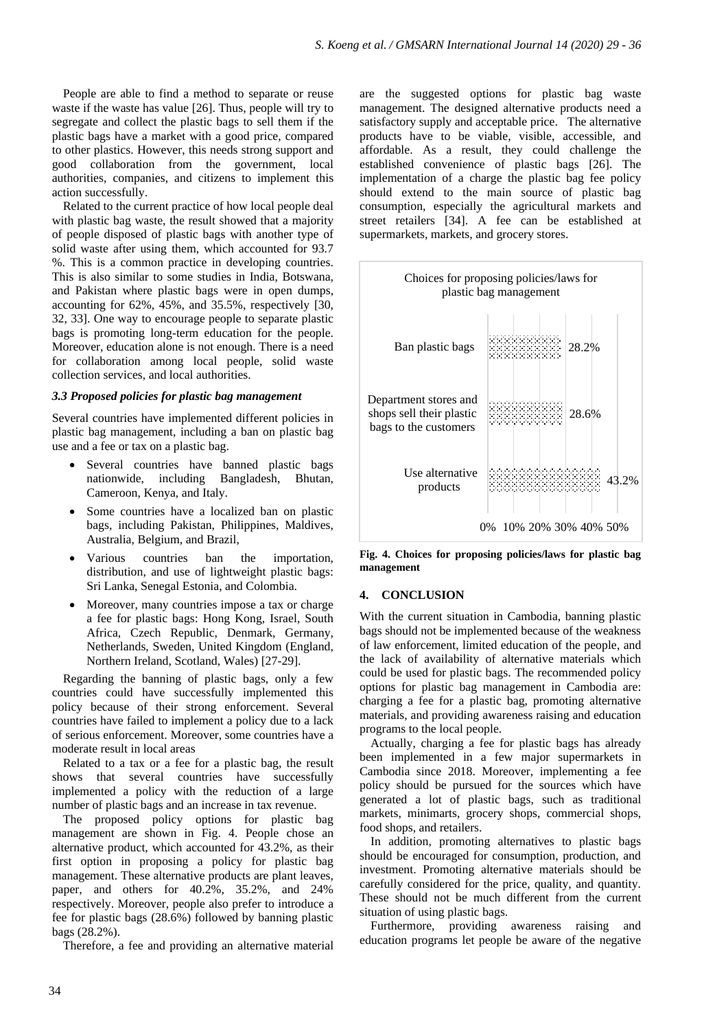People are able to find a method to separate or reuse waste if the waste has value [26]. Thus, people will try to segregate and collect the plastic bags to sell them if the plastic bags have a market with a good price, compared to other plastics. However, this needs strong support and good collaboration from the government, local authorities, companies, and citizens to implement this action successfully.

Related to the current practice of how local people deal with plastic bag waste, the result showed that a majority of people disposed of plastic bags with another type of solid waste after using them, which accounted for 93.7 %. This is a common practice in developing countries. This is also similar to some studies in India, Botswana, and Pakistan where plastic bags were in open dumps, accounting for 62%, 45%, and 35.5%, respectively [30, 32, 33]. One way to encourage people to separate plastic bags is promoting long-term education for the people. Moreover, education alone is not enough. There is a need for collaboration among local people, solid waste collection services, and local authorities.

### *3.3 Proposed policies for plastic bag management*

Several countries have implemented different policies in plastic bag management, including a ban on plastic bag use and a fee or tax on a plastic bag.

- Several countries have banned plastic bags nationwide, including Bangladesh, Bhutan, Cameroon, Kenya, and Italy.
- Some countries have a localized ban on plastic bags, including Pakistan, Philippines, Maldives, Australia, Belgium, and Brazil,
- Various countries ban the importation, distribution, and use of lightweight plastic bags: Sri Lanka, Senegal Estonia, and Colombia.
- Moreover, many countries impose a tax or charge a fee for plastic bags: Hong Kong, Israel, South Africa, Czech Republic, Denmark, Germany, Netherlands, Sweden, United Kingdom (England, Northern Ireland, Scotland, Wales) [27-29].

Regarding the banning of plastic bags, only a few countries could have successfully implemented this policy because of their strong enforcement. Several countries have failed to implement a policy due to a lack of serious enforcement. Moreover, some countries have a moderate result in local areas

Related to a tax or a fee for a plastic bag, the result shows that several countries have successfully implemented a policy with the reduction of a large number of plastic bags and an increase in tax revenue.

The proposed policy options for plastic bag management are shown in Fig. 4. People chose an alternative product, which accounted for 43.2%, as their first option in proposing a policy for plastic bag management. These alternative products are plant leaves, paper, and others for 40.2%, 35.2%, and 24% respectively. Moreover, people also prefer to introduce a fee for plastic bags (28.6%) followed by banning plastic bags (28.2%).

Therefore, a fee and providing an alternative material are the suggested options for plastic bag waste management. The designed alternative products need a satisfactory supply and acceptable price. The alternative products have to be viable, visible, accessible, and affordable. As a result, they could challenge the established convenience of plastic bags [26]. The implementation of a charge the plastic bag fee policy should extend to the main source of plastic bag consumption, especially the agricultural markets and street retailers [34]. A fee can be established at supermarkets, markets, and grocery stores.

Choices for proposing policies/laws for plastic bag management

| Option | Percentage |
|---|---|
| Ban plastic bags | 28.2% |
| Department stores and shops sell their plastic bags to the customers | 28.6% |
| Use alternative products | 43.2% |

**Fig. 4. Choices for proposing policies/laws for plastic bag management**

## 4. CONCLUSION

With the current situation in Cambodia, banning plastic bags should not be implemented because of the weakness of law enforcement, limited education of the people, and the lack of availability of alternative materials which could be used for plastic bags. The recommended policy options for plastic bag management in Cambodia are: charging a fee for a plastic bag, promoting alternative materials, and providing awareness raising and education programs to the local people.

Actually, charging a fee for plastic bags has already been implemented in a few major supermarkets in Cambodia since 2018. Moreover, implementing a fee policy should be pursued for the sources which have generated a lot of plastic bags, such as traditional markets, minimarts, grocery shops, commercial shops, food shops, and retailers.

In addition, promoting alternatives to plastic bags should be encouraged for consumption, production, and investment. Promoting alternative materials should be carefully considered for the price, quality, and quantity. These should not be much different from the current situation of using plastic bags.

Furthermore, providing awareness raising and education programs let people be aware of the negative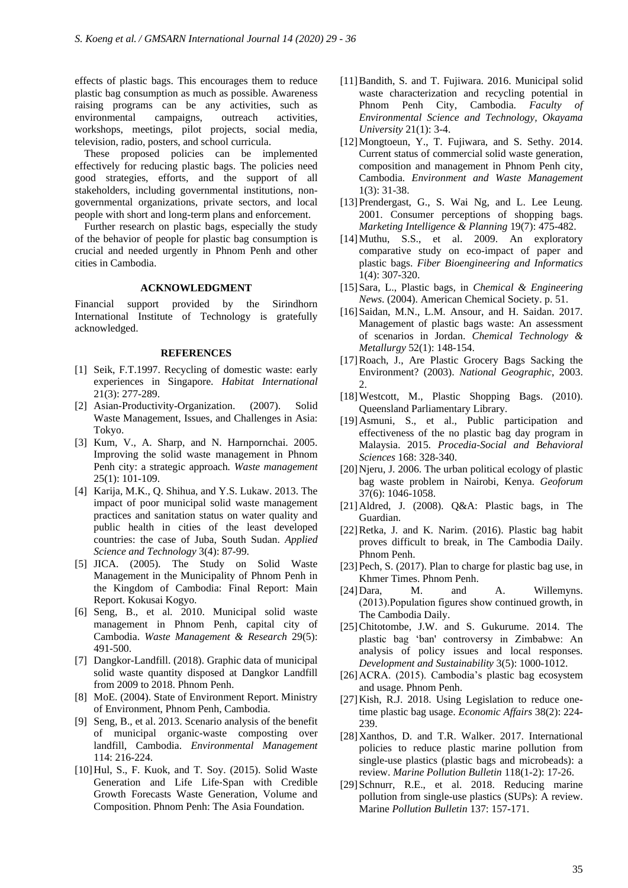effects of plastic bags. This encourages them to reduce plastic bag consumption as much as possible. Awareness raising programs can be any activities, such as environmental campaigns, outreach activities, workshops, meetings, pilot projects, social media, television, radio, posters, and school curricula.

These proposed policies can be implemented effectively for reducing plastic bags. The policies need good strategies, efforts, and the support of all stakeholders, including governmental institutions, non-governmental organizations, private sectors, and local people with short and long-term plans and enforcement.

Further research on plastic bags, especially the study of the behavior of people for plastic bag consumption is crucial and needed urgently in Phnom Penh and other cities in Cambodia.

## ACKNOWLEDGMENT

Financial support provided by the Sirindhorn International Institute of Technology is gratefully acknowledged.

## REFERENCES

[1] Seik, F.T.1997. Recycling of domestic waste: early experiences in Singapore. *Habitat International* 21(3): 277-289.

[2] Asian-Productivity-Organization. (2007). Solid Waste Management, Issues, and Challenges in Asia: Tokyo.

[3] Kum, V., A. Sharp, and N. Harnpornchai. 2005. Improving the solid waste management in Phnom Penh city: a strategic approach. *Waste management* 25(1): 101-109.

[4] Karija, M.K., Q. Shihua, and Y.S. Lukaw. 2013. The impact of poor municipal solid waste management practices and sanitation status on water quality and public health in cities of the least developed countries: the case of Juba, South Sudan. *Applied Science and Technology* 3(4): 87-99.

[5] JICA. (2005). The Study on Solid Waste Management in the Municipality of Phnom Penh in the Kingdom of Cambodia: Final Report: Main Report. Kokusai Kogyo.

[6] Seng, B., et al. 2010. Municipal solid waste management in Phnom Penh, capital city of Cambodia. *Waste Management & Research* 29(5): 491-500.

[7] Dangkor-Landfill. (2018). Graphic data of municipal solid waste quantity disposed at Dangkor Landfill from 2009 to 2018. Phnom Penh.

[8] MoE. (2004). State of Environment Report. Ministry of Environment, Phnom Penh, Cambodia.

[9] Seng, B., et al. 2013. Scenario analysis of the benefit of municipal organic-waste composting over landfill, Cambodia. *Environmental Management* 114: 216-224.

[10] Hul, S., F. Kuok, and T. Soy. (2015). Solid Waste Generation and Life Life-Span with Credible Growth Forecasts Waste Generation, Volume and Composition. Phnom Penh: The Asia Foundation.

[11] Bandith, S. and T. Fujiwara. 2016. Municipal solid waste characterization and recycling potential in Phnom Penh City, Cambodia. *Faculty of Environmental Science and Technology, Okayama University* 21(1): 3-4.

[12] Mongtoeun, Y., T. Fujiwara, and S. Sethy. 2014. Current status of commercial solid waste generation, composition and management in Phnom Penh city, Cambodia. *Environment and Waste Management* 1(3): 31-38.

[13] Prendergast, G., S. Wai Ng, and L. Lee Leung. 2001. Consumer perceptions of shopping bags. *Marketing Intelligence & Planning* 19(7): 475-482.

[14] Muthu, S.S., et al. 2009. An exploratory comparative study on eco-impact of paper and plastic bags. *Fiber Bioengineering and Informatics* 1(4): 307-320.

[15] Sara, L., Plastic bags, in *Chemical & Engineering News*. (2004). American Chemical Society. p. 51.

[16] Saidan, M.N., L.M. Ansour, and H. Saidan. 2017. Management of plastic bags waste: An assessment of scenarios in Jordan. *Chemical Technology & Metallurgy* 52(1): 148-154.

[17] Roach, J., Are Plastic Grocery Bags Sacking the Environment? (2003). *National Geographic*, 2003. 2.

[18] Westcott, M., Plastic Shopping Bags. (2010). Queensland Parliamentary Library.

[19] Asmuni, S., et al., Public participation and effectiveness of the no plastic bag day program in Malaysia. 2015. *Procedia-Social and Behavioral Sciences* 168: 328-340.

[20] Njeru, J. 2006. The urban political ecology of plastic bag waste problem in Nairobi, Kenya. *Geoforum* 37(6): 1046-1058.

[21] Aldred, J. (2008). Q&A: Plastic bags, in The Guardian.

[22] Retka, J. and K. Narim. (2016). Plastic bag habit proves difficult to break, in The Cambodia Daily. Phnom Penh.

[23] Pech, S. (2017). Plan to charge for plastic bag use, in Khmer Times. Phnom Penh.

[24] Dara, M. and A. Willemyns. (2013).Population figures show continued growth, in The Cambodia Daily.

[25] Chitotombe, J.W. and S. Gukurume. 2014. The plastic bag 'ban' controversy in Zimbabwe: An analysis of policy issues and local responses. *Development and Sustainability* 3(5): 1000-1012.

[26] ACRA. (2015). Cambodia's plastic bag ecosystem and usage. Phnom Penh.

[27] Kish, R.J. 2018. Using Legislation to reduce one-time plastic bag usage. *Economic Affairs* 38(2): 224-239.

[28] Xanthos, D. and T.R. Walker. 2017. International policies to reduce plastic marine pollution from single-use plastics (plastic bags and microbeads): a review. *Marine Pollution Bulletin* 118(1-2): 17-26.

[29] Schnurr, R.E., et al. 2018. Reducing marine pollution from single-use plastics (SUPs): A review. Marine *Pollution Bulletin* 137: 157-171.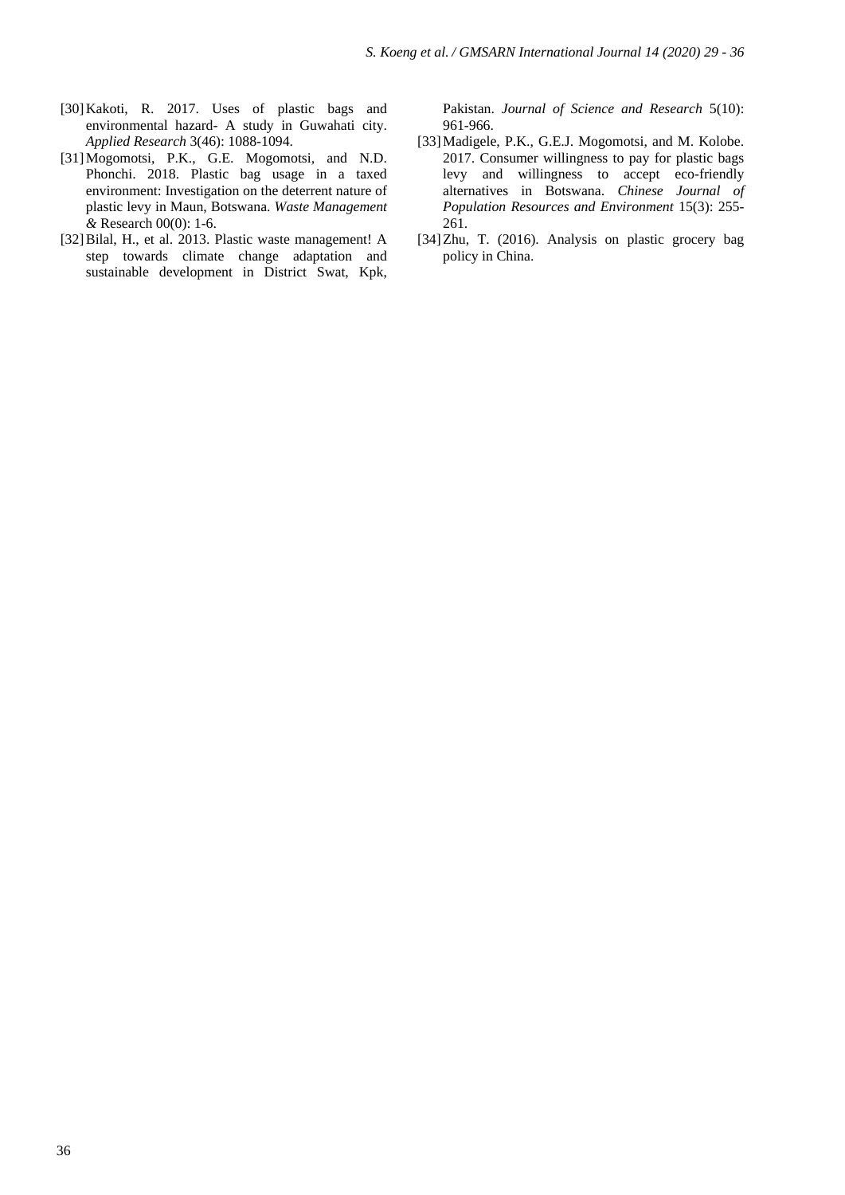[30] Kakoti, R. 2017. Uses of plastic bags and environmental hazard- A study in Guwahati city. *Applied Research* 3(46): 1088-1094.

[31] Mogomotsi, P.K., G.E. Mogomotsi, and N.D. Phonchi. 2018. Plastic bag usage in a taxed environment: Investigation on the deterrent nature of plastic levy in Maun, Botswana. *Waste Management &* Research 00(0): 1-6.

[32] Bilal, H., et al. 2013. Plastic waste management! A step towards climate change adaptation and sustainable development in District Swat, Kpk, Pakistan. *Journal of Science and Research* 5(10): 961-966.

[33] Madigele, P.K., G.E.J. Mogomotsi, and M. Kolobe. 2017. Consumer willingness to pay for plastic bags levy and willingness to accept eco-friendly alternatives in Botswana. *Chinese Journal of Population Resources and Environment* 15(3): 255-261.

[34] Zhu, T. (2016). Analysis on plastic grocery bag policy in China.